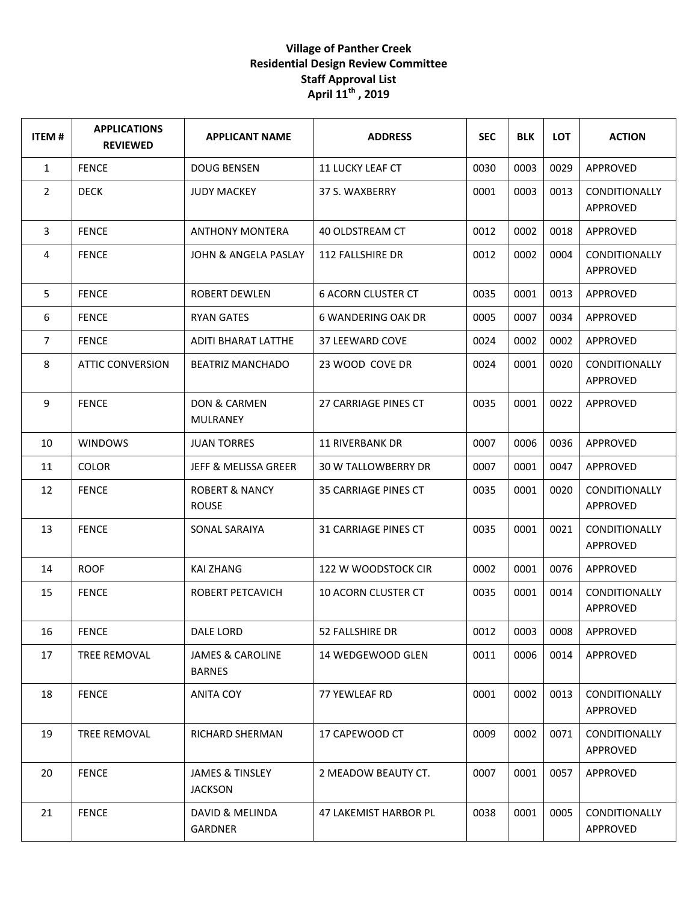# Village of Panther Creek
## Residential Design Review Committee
## Staff Approval List
## April 11th , 2019

| ITEM # | APPLICATIONS REVIEWED | APPLICANT NAME | ADDRESS | SEC | BLK | LOT | ACTION |
|---|---|---|---|---|---|---|---|
| 1 | FENCE | DOUG BENSEN | 11 LUCKY LEAF CT | 0030 | 0003 | 0029 | APPROVED |
| 2 | DECK | JUDY MACKEY | 37 S. WAXBERRY | 0001 | 0003 | 0013 | CONDITIONALLY APPROVED |
| 3 | FENCE | ANTHONY MONTERA | 40 OLDSTREAM CT | 0012 | 0002 | 0018 | APPROVED |
| 4 | FENCE | JOHN & ANGELA PASLAY | 112 FALLSHIRE DR | 0012 | 0002 | 0004 | CONDITIONALLY APPROVED |
| 5 | FENCE | ROBERT DEWLEN | 6 ACORN CLUSTER CT | 0035 | 0001 | 0013 | APPROVED |
| 6 | FENCE | RYAN GATES | 6 WANDERING OAK DR | 0005 | 0007 | 0034 | APPROVED |
| 7 | FENCE | ADITI BHARAT LATTHE | 37 LEEWARD COVE | 0024 | 0002 | 0002 | APPROVED |
| 8 | ATTIC CONVERSION | BEATRIZ MANCHADO | 23 WOOD COVE DR | 0024 | 0001 | 0020 | CONDITIONALLY APPROVED |
| 9 | FENCE | DON & CARMEN MULRANEY | 27 CARRIAGE PINES CT | 0035 | 0001 | 0022 | APPROVED |
| 10 | WINDOWS | JUAN TORRES | 11 RIVERBANK DR | 0007 | 0006 | 0036 | APPROVED |
| 11 | COLOR | JEFF & MELISSA GREER | 30 W TALLOWBERRY DR | 0007 | 0001 | 0047 | APPROVED |
| 12 | FENCE | ROBERT & NANCY ROUSE | 35 CARRIAGE PINES CT | 0035 | 0001 | 0020 | CONDITIONALLY APPROVED |
| 13 | FENCE | SONAL SARAIYA | 31 CARRIAGE PINES CT | 0035 | 0001 | 0021 | CONDITIONALLY APPROVED |
| 14 | ROOF | KAI ZHANG | 122 W WOODSTOCK CIR | 0002 | 0001 | 0076 | APPROVED |
| 15 | FENCE | ROBERT PETCAVICH | 10 ACORN CLUSTER CT | 0035 | 0001 | 0014 | CONDITIONALLY APPROVED |
| 16 | FENCE | DALE LORD | 52 FALLSHIRE DR | 0012 | 0003 | 0008 | APPROVED |
| 17 | TREE REMOVAL | JAMES & CAROLINE BARNES | 14 WEDGEWOOD GLEN | 0011 | 0006 | 0014 | APPROVED |
| 18 | FENCE | ANITA COY | 77 YEWLEAF RD | 0001 | 0002 | 0013 | CONDITIONALLY APPROVED |
| 19 | TREE REMOVAL | RICHARD SHERMAN | 17 CAPEWOOD CT | 0009 | 0002 | 0071 | CONDITIONALLY APPROVED |
| 20 | FENCE | JAMES & TINSLEY JACKSON | 2 MEADOW BEAUTY CT. | 0007 | 0001 | 0057 | APPROVED |
| 21 | FENCE | DAVID & MELINDA GARDNER | 47 LAKEMIST HARBOR PL | 0038 | 0001 | 0005 | CONDITIONALLY APPROVED |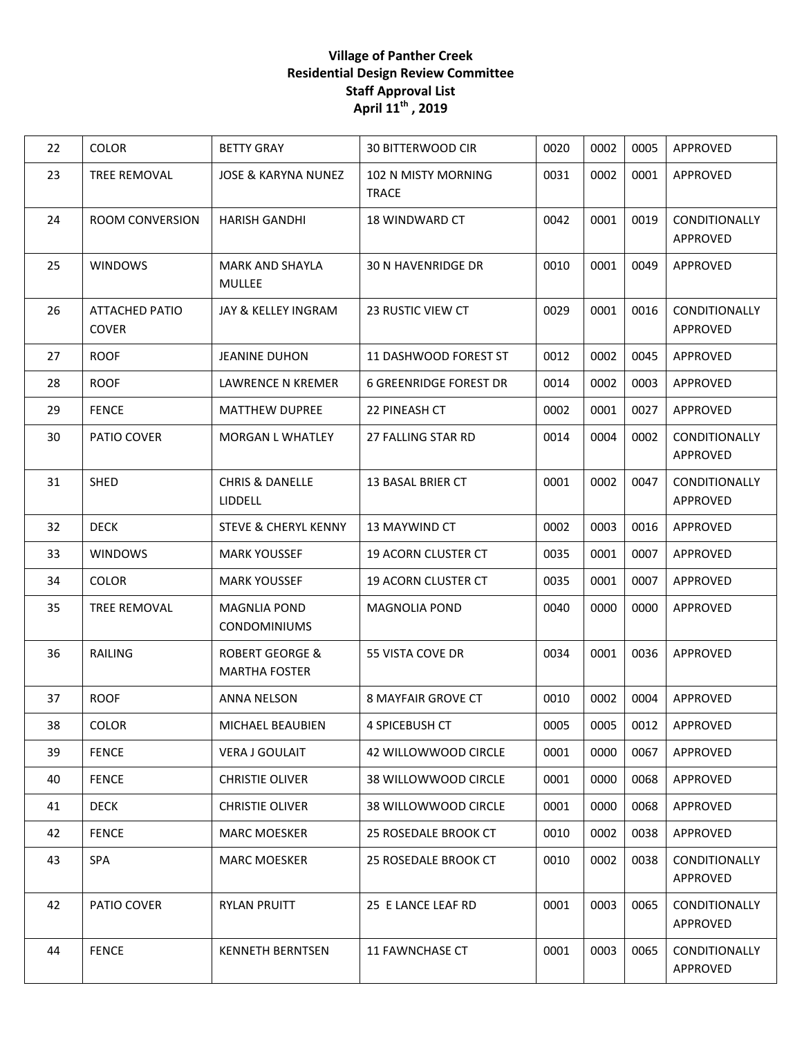**Village of Panther Creek**
**Residential Design Review Committee**
**Staff Approval List**
**April 11th , 2019**

| | | | | | | | |
|---|---|---|---|---|---|---|---|
| 22 | COLOR | BETTY GRAY | 30 BITTERWOOD CIR | 0020 | 0002 | 0005 | APPROVED |
| 23 | TREE REMOVAL | JOSE & KARYNA NUNEZ | 102 N MISTY MORNING TRACE | 0031 | 0002 | 0001 | APPROVED |
| 24 | ROOM CONVERSION | HARISH GANDHI | 18 WINDWARD CT | 0042 | 0001 | 0019 | CONDITIONALLY APPROVED |
| 25 | WINDOWS | MARK AND SHAYLA MULLEE | 30 N HAVENRIDGE DR | 0010 | 0001 | 0049 | APPROVED |
| 26 | ATTACHED PATIO COVER | JAY & KELLEY INGRAM | 23 RUSTIC VIEW CT | 0029 | 0001 | 0016 | CONDITIONALLY APPROVED |
| 27 | ROOF | JEANINE DUHON | 11 DASHWOOD FOREST ST | 0012 | 0002 | 0045 | APPROVED |
| 28 | ROOF | LAWRENCE N KREMER | 6 GREENRIDGE FOREST DR | 0014 | 0002 | 0003 | APPROVED |
| 29 | FENCE | MATTHEW DUPREE | 22 PINEASH CT | 0002 | 0001 | 0027 | APPROVED |
| 30 | PATIO COVER | MORGAN L WHATLEY | 27 FALLING STAR RD | 0014 | 0004 | 0002 | CONDITIONALLY APPROVED |
| 31 | SHED | CHRIS & DANELLE LIDDELL | 13 BASAL BRIER CT | 0001 | 0002 | 0047 | CONDITIONALLY APPROVED |
| 32 | DECK | STEVE & CHERYL KENNY | 13 MAYWIND CT | 0002 | 0003 | 0016 | APPROVED |
| 33 | WINDOWS | MARK YOUSSEF | 19 ACORN CLUSTER CT | 0035 | 0001 | 0007 | APPROVED |
| 34 | COLOR | MARK YOUSSEF | 19 ACORN CLUSTER CT | 0035 | 0001 | 0007 | APPROVED |
| 35 | TREE REMOVAL | MAGNLIA POND CONDOMINIUMS | MAGNOLIA POND | 0040 | 0000 | 0000 | APPROVED |
| 36 | RAILING | ROBERT GEORGE & MARTHA FOSTER | 55 VISTA COVE DR | 0034 | 0001 | 0036 | APPROVED |
| 37 | ROOF | ANNA NELSON | 8 MAYFAIR GROVE CT | 0010 | 0002 | 0004 | APPROVED |
| 38 | COLOR | MICHAEL BEAUBIEN | 4 SPICEBUSH CT | 0005 | 0005 | 0012 | APPROVED |
| 39 | FENCE | VERA J GOULAIT | 42 WILLOWWOOD CIRCLE | 0001 | 0000 | 0067 | APPROVED |
| 40 | FENCE | CHRISTIE OLIVER | 38 WILLOWWOOD CIRCLE | 0001 | 0000 | 0068 | APPROVED |
| 41 | DECK | CHRISTIE OLIVER | 38 WILLOWWOOD CIRCLE | 0001 | 0000 | 0068 | APPROVED |
| 42 | FENCE | MARC MOESKER | 25 ROSEDALE BROOK CT | 0010 | 0002 | 0038 | APPROVED |
| 43 | SPA | MARC MOESKER | 25 ROSEDALE BROOK CT | 0010 | 0002 | 0038 | CONDITIONALLY APPROVED |
| 42 | PATIO COVER | RYLAN PRUITT | 25 E LANCE LEAF RD | 0001 | 0003 | 0065 | CONDITIONALLY APPROVED |
| 44 | FENCE | KENNETH BERNTSEN | 11 FAWNCHASE CT | 0001 | 0003 | 0065 | CONDITIONALLY APPROVED |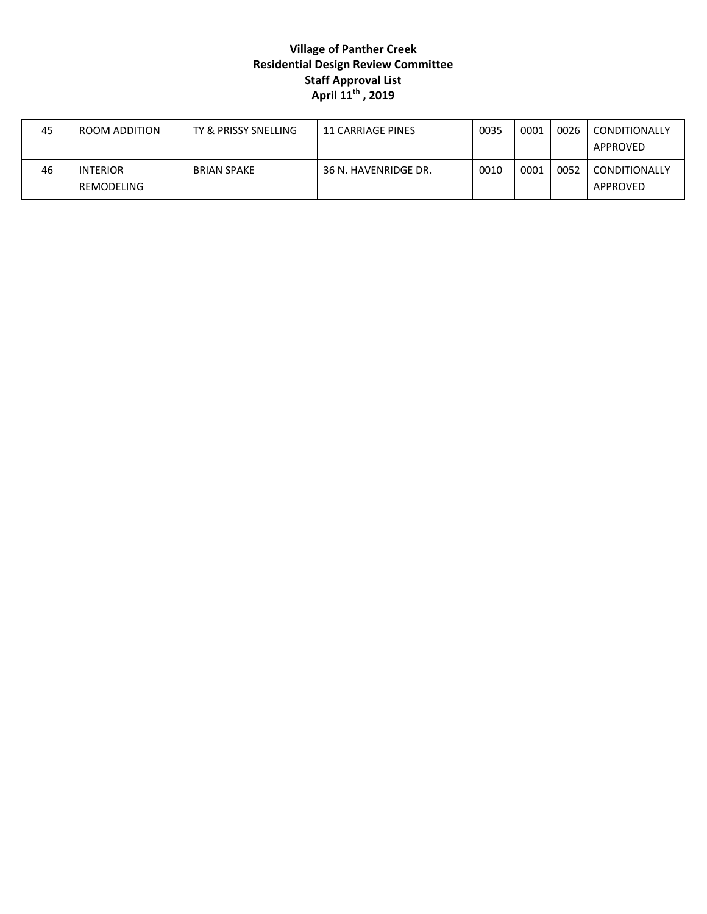**Village of Panther Creek**
**Residential Design Review Committee**
**Staff Approval List**
**April 11th , 2019**

| | | | | | | | |
|---|---|---|---|---|---|---|---|
| 45 | ROOM ADDITION | TY & PRISSY SNELLING | 11 CARRIAGE PINES | 0035 | 0001 | 0026 | CONDITIONALLY APPROVED |
| 46 | INTERIOR REMODELING | BRIAN SPAKE | 36 N. HAVENRIDGE DR. | 0010 | 0001 | 0052 | CONDITIONALLY APPROVED |